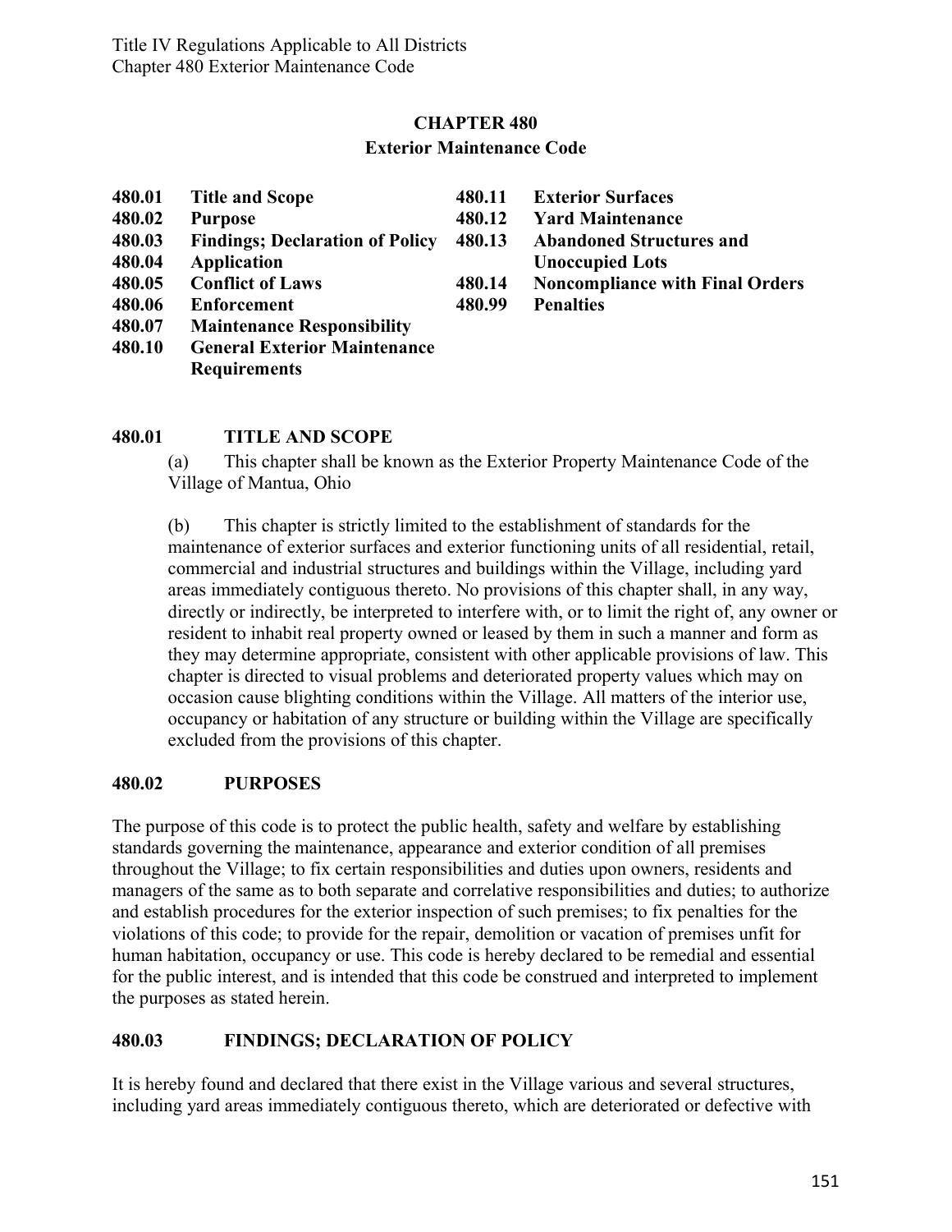# CHAPTER 480

## Exterior Maintenance Code

| | | | |
|---|---|---|---|
| **480.01** | **Title and Scope** | **480.11** | **Exterior Surfaces** |
| **480.02** | **Purpose** | **480.12** | **Yard Maintenance** |
| **480.03** | **Findings; Declaration of Policy** | **480.13** | **Abandoned Structures and Unoccupied Lots** |
| **480.04** | **Application** | **480.14** | **Noncompliance with Final Orders** |
| **480.05** | **Conflict of Laws** | **480.99** | **Penalties** |
| **480.06** | **Enforcement** | | |
| **480.07** | **Maintenance Responsibility** | | |
| **480.10** | **General Exterior Maintenance Requirements** | | |

### 480.01 TITLE AND SCOPE

(a) This chapter shall be known as the Exterior Property Maintenance Code of the Village of Mantua, Ohio

(b) This chapter is strictly limited to the establishment of standards for the maintenance of exterior surfaces and exterior functioning units of all residential, retail, commercial and industrial structures and buildings within the Village, including yard areas immediately contiguous thereto. No provisions of this chapter shall, in any way, directly or indirectly, be interpreted to interfere with, or to limit the right of, any owner or resident to inhabit real property owned or leased by them in such a manner and form as they may determine appropriate, consistent with other applicable provisions of law. This chapter is directed to visual problems and deteriorated property values which may on occasion cause blighting conditions within the Village. All matters of the interior use, occupancy or habitation of any structure or building within the Village are specifically excluded from the provisions of this chapter.

### 480.02 PURPOSES

The purpose of this code is to protect the public health, safety and welfare by establishing standards governing the maintenance, appearance and exterior condition of all premises throughout the Village; to fix certain responsibilities and duties upon owners, residents and managers of the same as to both separate and correlative responsibilities and duties; to authorize and establish procedures for the exterior inspection of such premises; to fix penalties for the violations of this code; to provide for the repair, demolition or vacation of premises unfit for human habitation, occupancy or use. This code is hereby declared to be remedial and essential for the public interest, and is intended that this code be construed and interpreted to implement the purposes as stated herein.

### 480.03 FINDINGS; DECLARATION OF POLICY

It is hereby found and declared that there exist in the Village various and several structures, including yard areas immediately contiguous thereto, which are deteriorated or defective with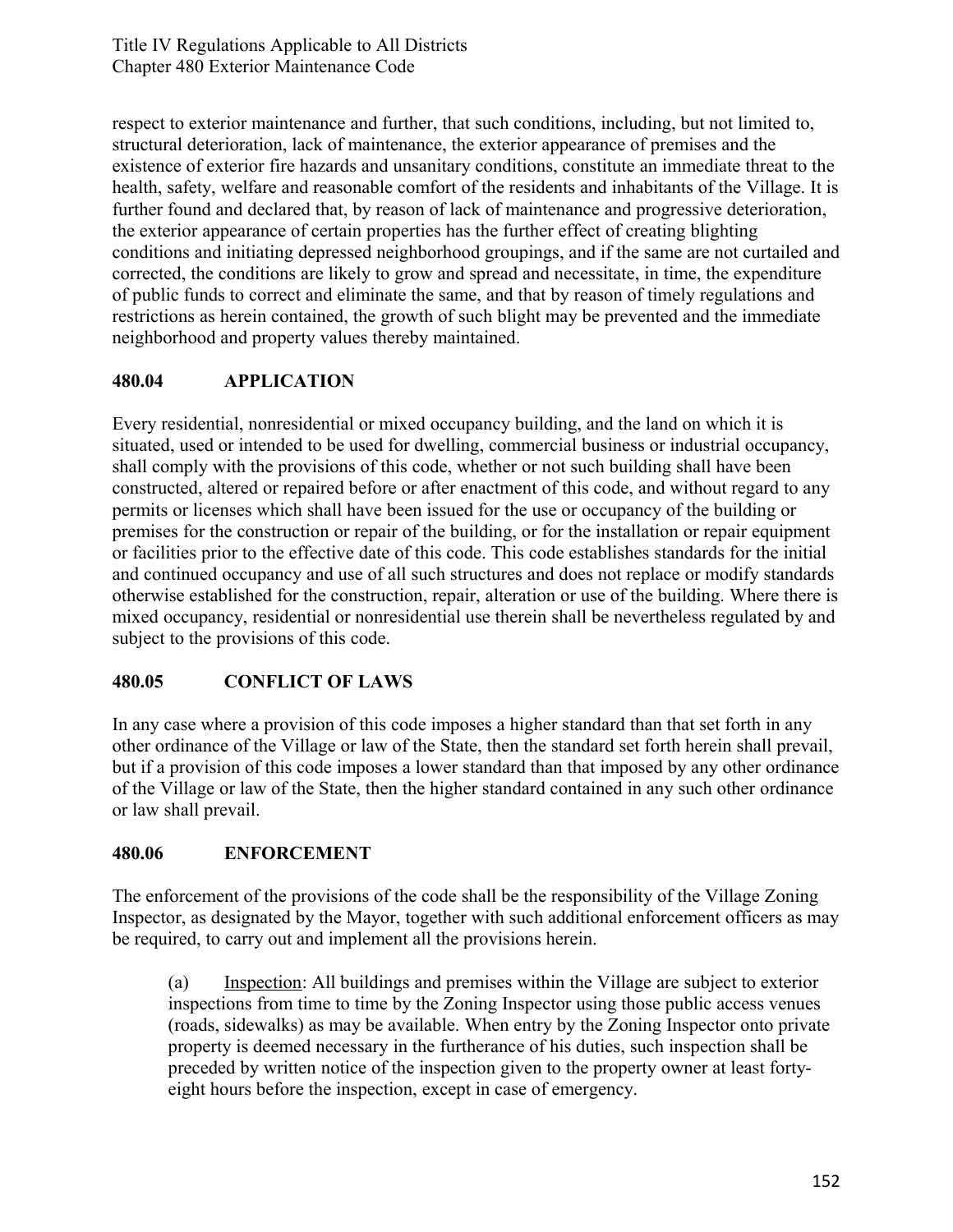respect to exterior maintenance and further, that such conditions, including, but not limited to, structural deterioration, lack of maintenance, the exterior appearance of premises and the existence of exterior fire hazards and unsanitary conditions, constitute an immediate threat to the health, safety, welfare and reasonable comfort of the residents and inhabitants of the Village. It is further found and declared that, by reason of lack of maintenance and progressive deterioration, the exterior appearance of certain properties has the further effect of creating blighting conditions and initiating depressed neighborhood groupings, and if the same are not curtailed and corrected, the conditions are likely to grow and spread and necessitate, in time, the expenditure of public funds to correct and eliminate the same, and that by reason of timely regulations and restrictions as herein contained, the growth of such blight may be prevented and the immediate neighborhood and property values thereby maintained.

## 480.04 APPLICATION

Every residential, nonresidential or mixed occupancy building, and the land on which it is situated, used or intended to be used for dwelling, commercial business or industrial occupancy, shall comply with the provisions of this code, whether or not such building shall have been constructed, altered or repaired before or after enactment of this code, and without regard to any permits or licenses which shall have been issued for the use or occupancy of the building or premises for the construction or repair of the building, or for the installation or repair equipment or facilities prior to the effective date of this code. This code establishes standards for the initial and continued occupancy and use of all such structures and does not replace or modify standards otherwise established for the construction, repair, alteration or use of the building. Where there is mixed occupancy, residential or nonresidential use therein shall be nevertheless regulated by and subject to the provisions of this code.

## 480.05 CONFLICT OF LAWS

In any case where a provision of this code imposes a higher standard than that set forth in any other ordinance of the Village or law of the State, then the standard set forth herein shall prevail, but if a provision of this code imposes a lower standard than that imposed by any other ordinance of the Village or law of the State, then the higher standard contained in any such other ordinance or law shall prevail.

## 480.06 ENFORCEMENT

The enforcement of the provisions of the code shall be the responsibility of the Village Zoning Inspector, as designated by the Mayor, together with such additional enforcement officers as may be required, to carry out and implement all the provisions herein.

(a) Inspection: All buildings and premises within the Village are subject to exterior inspections from time to time by the Zoning Inspector using those public access venues (roads, sidewalks) as may be available. When entry by the Zoning Inspector onto private property is deemed necessary in the furtherance of his duties, such inspection shall be preceded by written notice of the inspection given to the property owner at least forty-eight hours before the inspection, except in case of emergency.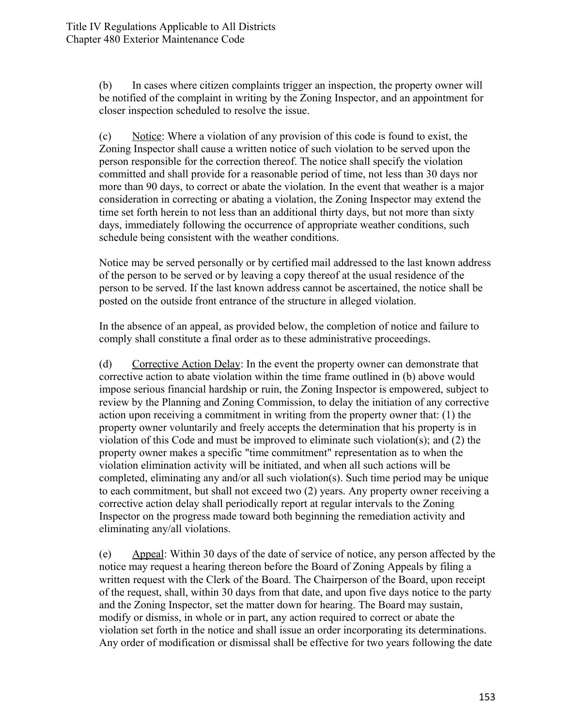(b) In cases where citizen complaints trigger an inspection, the property owner will be notified of the complaint in writing by the Zoning Inspector, and an appointment for closer inspection scheduled to resolve the issue.

(c) Notice: Where a violation of any provision of this code is found to exist, the Zoning Inspector shall cause a written notice of such violation to be served upon the person responsible for the correction thereof. The notice shall specify the violation committed and shall provide for a reasonable period of time, not less than 30 days nor more than 90 days, to correct or abate the violation. In the event that weather is a major consideration in correcting or abating a violation, the Zoning Inspector may extend the time set forth herein to not less than an additional thirty days, but not more than sixty days, immediately following the occurrence of appropriate weather conditions, such schedule being consistent with the weather conditions.

Notice may be served personally or by certified mail addressed to the last known address of the person to be served or by leaving a copy thereof at the usual residence of the person to be served. If the last known address cannot be ascertained, the notice shall be posted on the outside front entrance of the structure in alleged violation.

In the absence of an appeal, as provided below, the completion of notice and failure to comply shall constitute a final order as to these administrative proceedings.

(d) Corrective Action Delay: In the event the property owner can demonstrate that corrective action to abate violation within the time frame outlined in (b) above would impose serious financial hardship or ruin, the Zoning Inspector is empowered, subject to review by the Planning and Zoning Commission, to delay the initiation of any corrective action upon receiving a commitment in writing from the property owner that: (1) the property owner voluntarily and freely accepts the determination that his property is in violation of this Code and must be improved to eliminate such violation(s); and (2) the property owner makes a specific "time commitment" representation as to when the violation elimination activity will be initiated, and when all such actions will be completed, eliminating any and/or all such violation(s). Such time period may be unique to each commitment, but shall not exceed two (2) years. Any property owner receiving a corrective action delay shall periodically report at regular intervals to the Zoning Inspector on the progress made toward both beginning the remediation activity and eliminating any/all violations.

(e) Appeal: Within 30 days of the date of service of notice, any person affected by the notice may request a hearing thereon before the Board of Zoning Appeals by filing a written request with the Clerk of the Board. The Chairperson of the Board, upon receipt of the request, shall, within 30 days from that date, and upon five days notice to the party and the Zoning Inspector, set the matter down for hearing. The Board may sustain, modify or dismiss, in whole or in part, any action required to correct or abate the violation set forth in the notice and shall issue an order incorporating its determinations. Any order of modification or dismissal shall be effective for two years following the date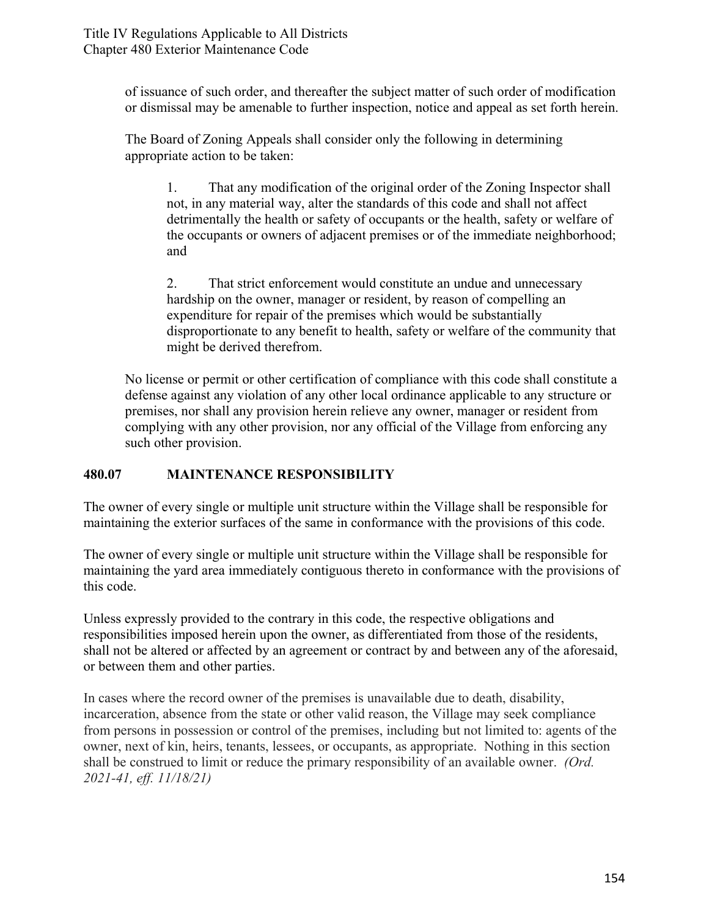of issuance of such order, and thereafter the subject matter of such order of modification or dismissal may be amenable to further inspection, notice and appeal as set forth herein.

The Board of Zoning Appeals shall consider only the following in determining appropriate action to be taken:

1. That any modification of the original order of the Zoning Inspector shall not, in any material way, alter the standards of this code and shall not affect detrimentally the health or safety of occupants or the health, safety or welfare of the occupants or owners of adjacent premises or of the immediate neighborhood; and

2. That strict enforcement would constitute an undue and unnecessary hardship on the owner, manager or resident, by reason of compelling an expenditure for repair of the premises which would be substantially disproportionate to any benefit to health, safety or welfare of the community that might be derived therefrom.

No license or permit or other certification of compliance with this code shall constitute a defense against any violation of any other local ordinance applicable to any structure or premises, nor shall any provision herein relieve any owner, manager or resident from complying with any other provision, nor any official of the Village from enforcing any such other provision.

## 480.07 MAINTENANCE RESPONSIBILITY

The owner of every single or multiple unit structure within the Village shall be responsible for maintaining the exterior surfaces of the same in conformance with the provisions of this code.

The owner of every single or multiple unit structure within the Village shall be responsible for maintaining the yard area immediately contiguous thereto in conformance with the provisions of this code.

Unless expressly provided to the contrary in this code, the respective obligations and responsibilities imposed herein upon the owner, as differentiated from those of the residents, shall not be altered or affected by an agreement or contract by and between any of the aforesaid, or between them and other parties.

In cases where the record owner of the premises is unavailable due to death, disability, incarceration, absence from the state or other valid reason, the Village may seek compliance from persons in possession or control of the premises, including but not limited to: agents of the owner, next of kin, heirs, tenants, lessees, or occupants, as appropriate. Nothing in this section shall be construed to limit or reduce the primary responsibility of an available owner. *(Ord. 2021-41, eff. 11/18/21)*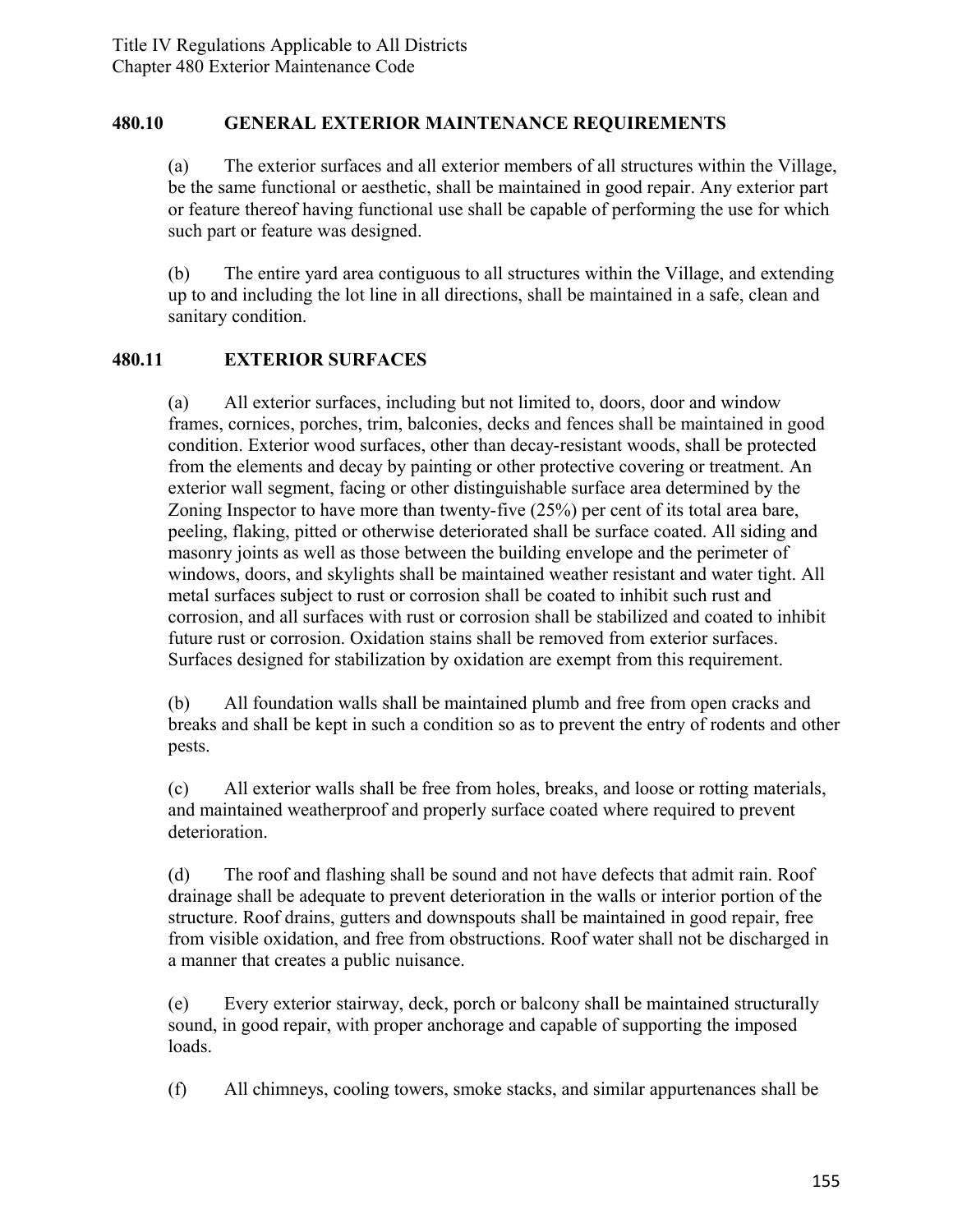## 480.10 GENERAL EXTERIOR MAINTENANCE REQUIREMENTS

(a) The exterior surfaces and all exterior members of all structures within the Village, be the same functional or aesthetic, shall be maintained in good repair. Any exterior part or feature thereof having functional use shall be capable of performing the use for which such part or feature was designed.

(b) The entire yard area contiguous to all structures within the Village, and extending up to and including the lot line in all directions, shall be maintained in a safe, clean and sanitary condition.

## 480.11 EXTERIOR SURFACES

(a) All exterior surfaces, including but not limited to, doors, door and window frames, cornices, porches, trim, balconies, decks and fences shall be maintained in good condition. Exterior wood surfaces, other than decay-resistant woods, shall be protected from the elements and decay by painting or other protective covering or treatment. An exterior wall segment, facing or other distinguishable surface area determined by the Zoning Inspector to have more than twenty-five (25%) per cent of its total area bare, peeling, flaking, pitted or otherwise deteriorated shall be surface coated. All siding and masonry joints as well as those between the building envelope and the perimeter of windows, doors, and skylights shall be maintained weather resistant and water tight. All metal surfaces subject to rust or corrosion shall be coated to inhibit such rust and corrosion, and all surfaces with rust or corrosion shall be stabilized and coated to inhibit future rust or corrosion. Oxidation stains shall be removed from exterior surfaces. Surfaces designed for stabilization by oxidation are exempt from this requirement.

(b) All foundation walls shall be maintained plumb and free from open cracks and breaks and shall be kept in such a condition so as to prevent the entry of rodents and other pests.

(c) All exterior walls shall be free from holes, breaks, and loose or rotting materials, and maintained weatherproof and properly surface coated where required to prevent deterioration.

(d) The roof and flashing shall be sound and not have defects that admit rain. Roof drainage shall be adequate to prevent deterioration in the walls or interior portion of the structure. Roof drains, gutters and downspouts shall be maintained in good repair, free from visible oxidation, and free from obstructions. Roof water shall not be discharged in a manner that creates a public nuisance.

(e) Every exterior stairway, deck, porch or balcony shall be maintained structurally sound, in good repair, with proper anchorage and capable of supporting the imposed loads.

(f) All chimneys, cooling towers, smoke stacks, and similar appurtenances shall be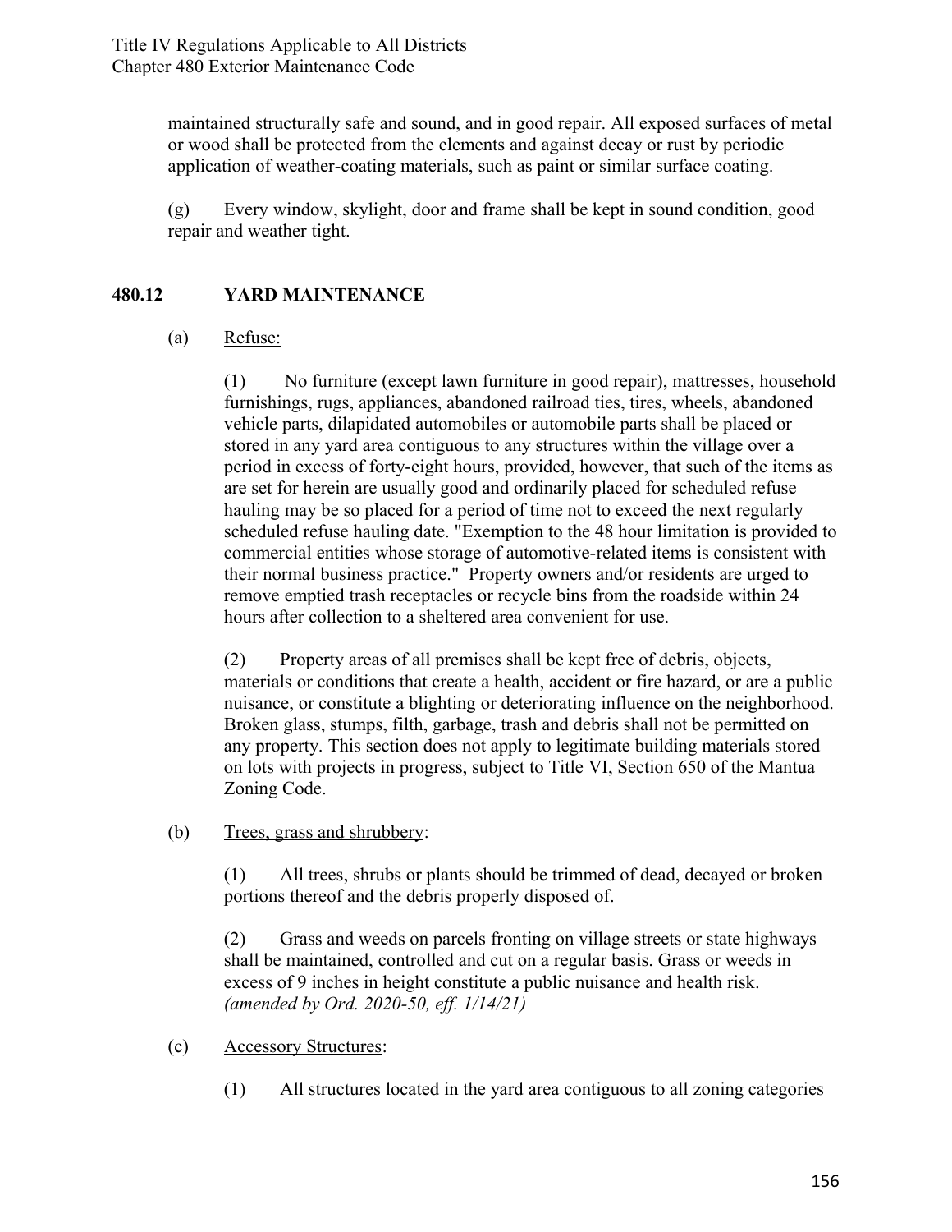maintained structurally safe and sound, and in good repair. All exposed surfaces of metal or wood shall be protected from the elements and against decay or rust by periodic application of weather-coating materials, such as paint or similar surface coating.

(g) Every window, skylight, door and frame shall be kept in sound condition, good repair and weather tight.

## 480.12 YARD MAINTENANCE

(a) Refuse:

(1) No furniture (except lawn furniture in good repair), mattresses, household furnishings, rugs, appliances, abandoned railroad ties, tires, wheels, abandoned vehicle parts, dilapidated automobiles or automobile parts shall be placed or stored in any yard area contiguous to any structures within the village over a period in excess of forty-eight hours, provided, however, that such of the items as are set for herein are usually good and ordinarily placed for scheduled refuse hauling may be so placed for a period of time not to exceed the next regularly scheduled refuse hauling date. "Exemption to the 48 hour limitation is provided to commercial entities whose storage of automotive-related items is consistent with their normal business practice." Property owners and/or residents are urged to remove emptied trash receptacles or recycle bins from the roadside within 24 hours after collection to a sheltered area convenient for use.

(2) Property areas of all premises shall be kept free of debris, objects, materials or conditions that create a health, accident or fire hazard, or are a public nuisance, or constitute a blighting or deteriorating influence on the neighborhood. Broken glass, stumps, filth, garbage, trash and debris shall not be permitted on any property. This section does not apply to legitimate building materials stored on lots with projects in progress, subject to Title VI, Section 650 of the Mantua Zoning Code.

(b) Trees, grass and shrubbery:

(1) All trees, shrubs or plants should be trimmed of dead, decayed or broken portions thereof and the debris properly disposed of.

(2) Grass and weeds on parcels fronting on village streets or state highways shall be maintained, controlled and cut on a regular basis. Grass or weeds in excess of 9 inches in height constitute a public nuisance and health risk. *(amended by Ord. 2020-50, eff. 1/14/21)*

(c) Accessory Structures:

(1) All structures located in the yard area contiguous to all zoning categories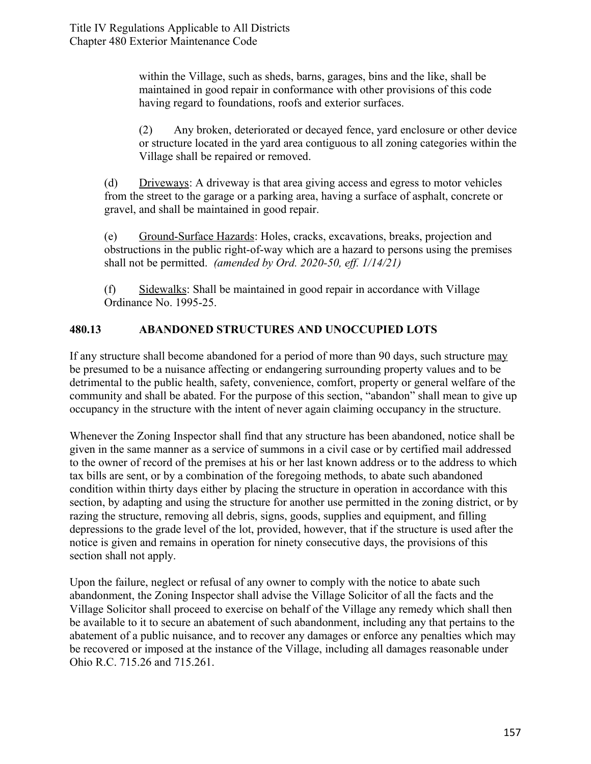within the Village, such as sheds, barns, garages, bins and the like, shall be maintained in good repair in conformance with other provisions of this code having regard to foundations, roofs and exterior surfaces.

(2) Any broken, deteriorated or decayed fence, yard enclosure or other device or structure located in the yard area contiguous to all zoning categories within the Village shall be repaired or removed.

(d) Driveways: A driveway is that area giving access and egress to motor vehicles from the street to the garage or a parking area, having a surface of asphalt, concrete or gravel, and shall be maintained in good repair.

(e) Ground-Surface Hazards: Holes, cracks, excavations, breaks, projection and obstructions in the public right-of-way which are a hazard to persons using the premises shall not be permitted. *(amended by Ord. 2020-50, eff. 1/14/21)*

(f) Sidewalks: Shall be maintained in good repair in accordance with Village Ordinance No. 1995-25.

## 480.13 ABANDONED STRUCTURES AND UNOCCUPIED LOTS

If any structure shall become abandoned for a period of more than 90 days, such structure may be presumed to be a nuisance affecting or endangering surrounding property values and to be detrimental to the public health, safety, convenience, comfort, property or general welfare of the community and shall be abated. For the purpose of this section, "abandon" shall mean to give up occupancy in the structure with the intent of never again claiming occupancy in the structure.

Whenever the Zoning Inspector shall find that any structure has been abandoned, notice shall be given in the same manner as a service of summons in a civil case or by certified mail addressed to the owner of record of the premises at his or her last known address or to the address to which tax bills are sent, or by a combination of the foregoing methods, to abate such abandoned condition within thirty days either by placing the structure in operation in accordance with this section, by adapting and using the structure for another use permitted in the zoning district, or by razing the structure, removing all debris, signs, goods, supplies and equipment, and filling depressions to the grade level of the lot, provided, however, that if the structure is used after the notice is given and remains in operation for ninety consecutive days, the provisions of this section shall not apply.

Upon the failure, neglect or refusal of any owner to comply with the notice to abate such abandonment, the Zoning Inspector shall advise the Village Solicitor of all the facts and the Village Solicitor shall proceed to exercise on behalf of the Village any remedy which shall then be available to it to secure an abatement of such abandonment, including any that pertains to the abatement of a public nuisance, and to recover any damages or enforce any penalties which may be recovered or imposed at the instance of the Village, including all damages reasonable under Ohio R.C. 715.26 and 715.261.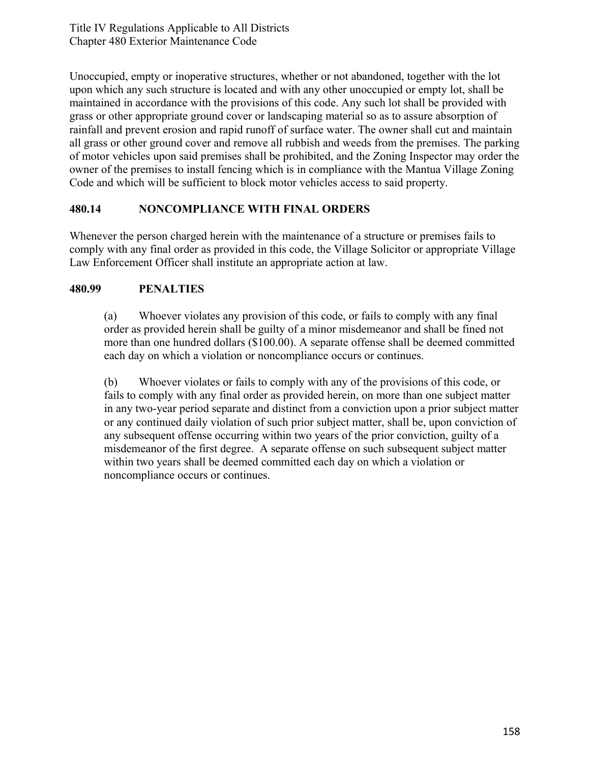Unoccupied, empty or inoperative structures, whether or not abandoned, together with the lot upon which any such structure is located and with any other unoccupied or empty lot, shall be maintained in accordance with the provisions of this code. Any such lot shall be provided with grass or other appropriate ground cover or landscaping material so as to assure absorption of rainfall and prevent erosion and rapid runoff of surface water. The owner shall cut and maintain all grass or other ground cover and remove all rubbish and weeds from the premises. The parking of motor vehicles upon said premises shall be prohibited, and the Zoning Inspector may order the owner of the premises to install fencing which is in compliance with the Mantua Village Zoning Code and which will be sufficient to block motor vehicles access to said property.

### 480.14 NONCOMPLIANCE WITH FINAL ORDERS

Whenever the person charged herein with the maintenance of a structure or premises fails to comply with any final order as provided in this code, the Village Solicitor or appropriate Village Law Enforcement Officer shall institute an appropriate action at law.

### 480.99 PENALTIES

(a) Whoever violates any provision of this code, or fails to comply with any final order as provided herein shall be guilty of a minor misdemeanor and shall be fined not more than one hundred dollars ($100.00). A separate offense shall be deemed committed each day on which a violation or noncompliance occurs or continues.

(b) Whoever violates or fails to comply with any of the provisions of this code, or fails to comply with any final order as provided herein, on more than one subject matter in any two-year period separate and distinct from a conviction upon a prior subject matter or any continued daily violation of such prior subject matter, shall be, upon conviction of any subsequent offense occurring within two years of the prior conviction, guilty of a misdemeanor of the first degree. A separate offense on such subsequent subject matter within two years shall be deemed committed each day on which a violation or noncompliance occurs or continues.